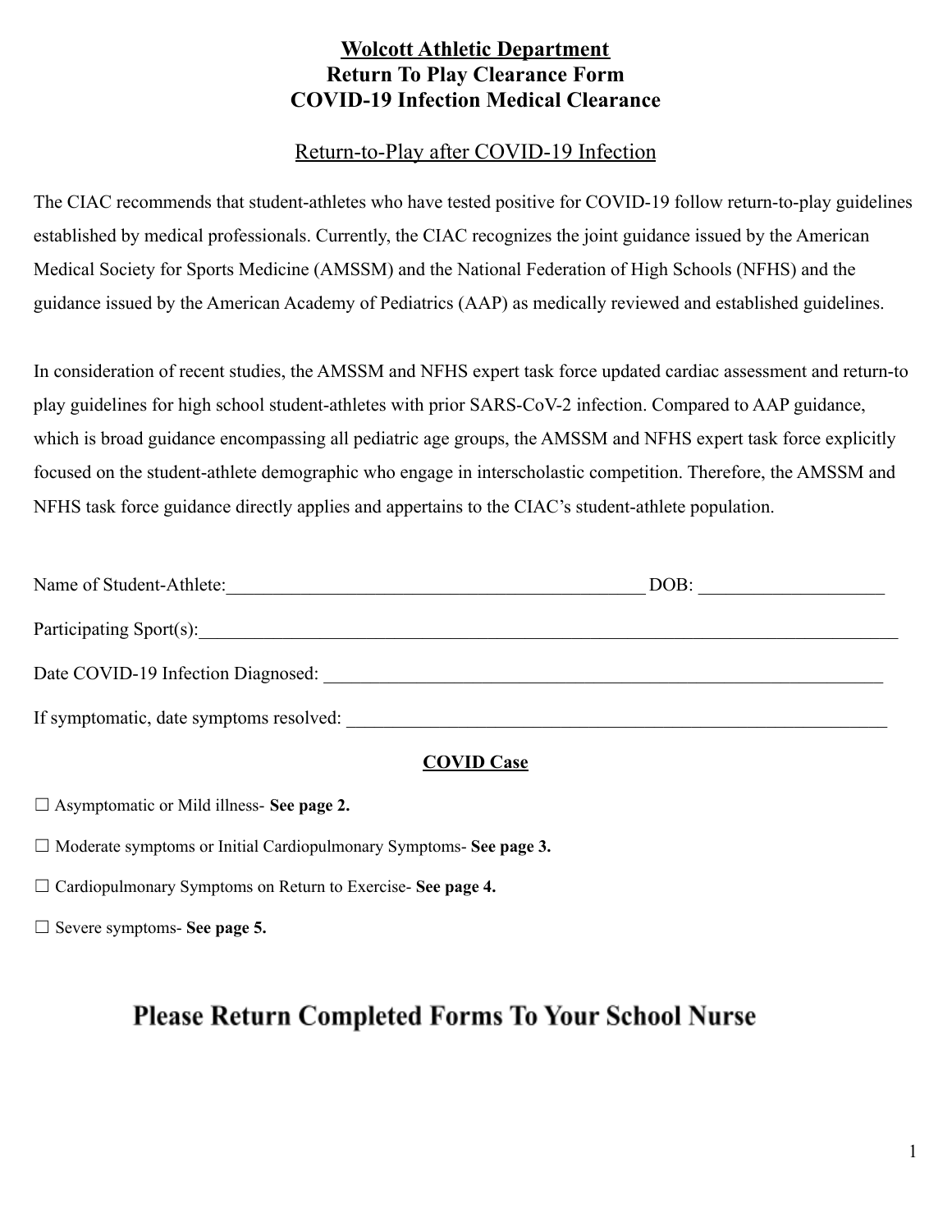# Wolcott Athletic Department
## Return To Play Clearance Form
## COVID-19 Infection Medical Clearance

### Return-to-Play after COVID-19 Infection

The CIAC recommends that student-athletes who have tested positive for COVID-19 follow return-to-play guidelines established by medical professionals. Currently, the CIAC recognizes the joint guidance issued by the American Medical Society for Sports Medicine (AMSSM) and the National Federation of High Schools (NFHS) and the guidance issued by the American Academy of Pediatrics (AAP) as medically reviewed and established guidelines.

In consideration of recent studies, the AMSSM and NFHS expert task force updated cardiac assessment and return-to play guidelines for high school student-athletes with prior SARS-CoV-2 infection. Compared to AAP guidance, which is broad guidance encompassing all pediatric age groups, the AMSSM and NFHS expert task force explicitly focused on the student-athlete demographic who engage in interscholastic competition. Therefore, the AMSSM and NFHS task force guidance directly applies and appertains to the CIAC's student-athlete population.

Name of Student-Athlete:_______________________________________________ DOB: ____________________

Participating Sport(s):_______________________________________________________________________________

Date COVID-19 Infection Diagnosed: ________________________________________________________________

If symptomatic, date symptoms resolved: ____________________________________________________________

**COVID Case**

☐ Asymptomatic or Mild illness- **See page 2.**

☐ Moderate symptoms or Initial Cardiopulmonary Symptoms- **See page 3.**

☐ Cardiopulmonary Symptoms on Return to Exercise- **See page 4.**

☐ Severe symptoms- **See page 5.**

**Please Return Completed Forms To Your School Nurse**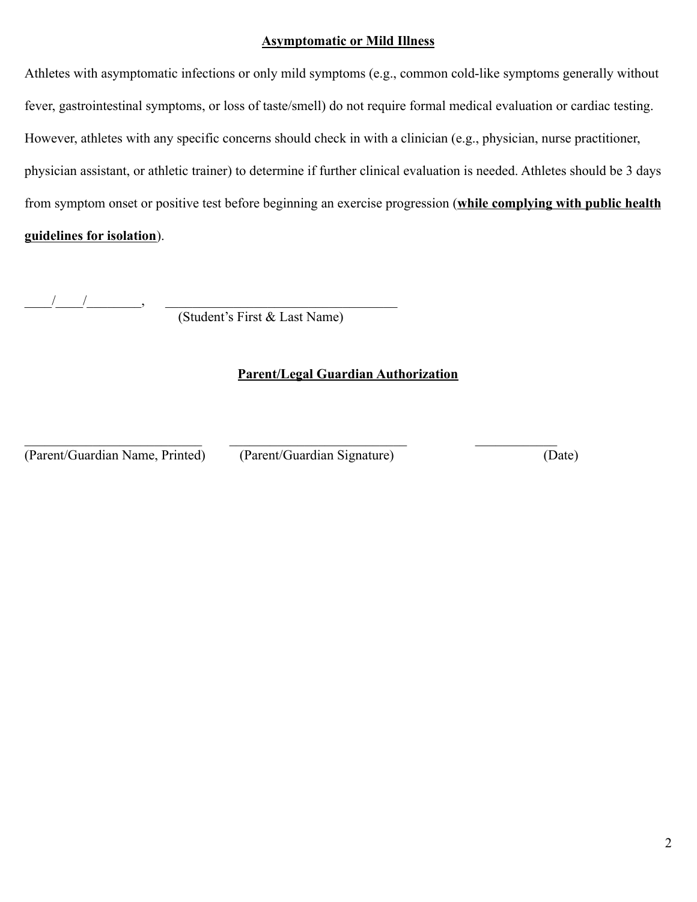**Asymptomatic or Mild Illness**

Athletes with asymptomatic infections or only mild symptoms (e.g., common cold-like symptoms generally without fever, gastrointestinal symptoms, or loss of taste/smell) do not require formal medical evaluation or cardiac testing. However, athletes with any specific concerns should check in with a clinician (e.g., physician, nurse practitioner, physician assistant, or athletic trainer) to determine if further clinical evaluation is needed. Athletes should be 3 days from symptom onset or positive test before beginning an exercise progression (**while complying with public health guidelines for isolation**).

____/____/________, ___________________________________
(Student's First & Last Name)

**Parent/Legal Guardian Authorization**

___________________________ ___________________________ ____________
(Parent/Guardian Name, Printed) (Parent/Guardian Signature) (Date)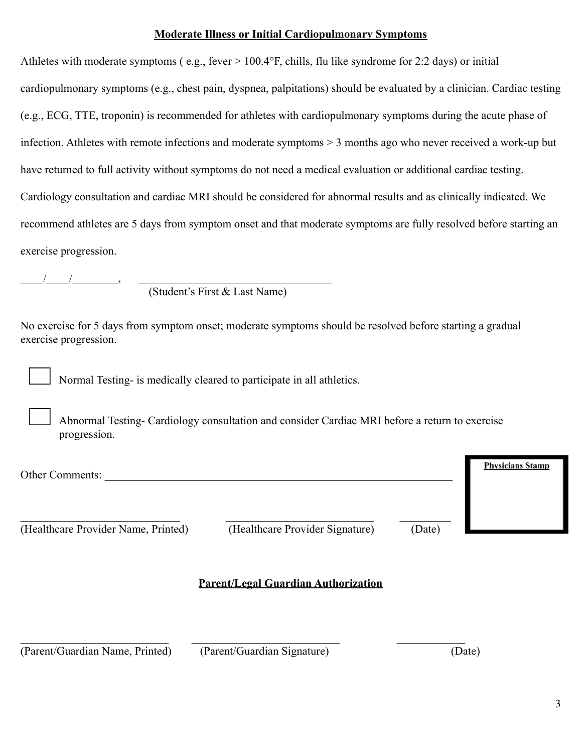## **Moderate Illness or Initial Cardiopulmonary Symptoms**

Athletes with moderate symptoms ( e.g., fever > 100.4°F, chills, flu like syndrome for 2:2 days) or initial cardiopulmonary symptoms (e.g., chest pain, dyspnea, palpitations) should be evaluated by a clinician. Cardiac testing (e.g., ECG, TTE, troponin) is recommended for athletes with cardiopulmonary symptoms during the acute phase of infection. Athletes with remote infections and moderate symptoms > 3 months ago who never received a work-up but have returned to full activity without symptoms do not need a medical evaluation or additional cardiac testing. Cardiology consultation and cardiac MRI should be considered for abnormal results and as clinically indicated. We recommend athletes are 5 days from symptom onset and that moderate symptoms are fully resolved before starting an exercise progression.

____/____/________, ___________________________________
(Student's First & Last Name)

No exercise for 5 days from symptom onset; moderate symptoms should be resolved before starting a gradual exercise progression.

☐ Normal Testing- is medically cleared to participate in all athletics.

☐ Abnormal Testing- Cardiology consultation and consider Cardiac MRI before a return to exercise progression.

Other Comments: ________________________________________________________________

**Physicians Stamp**

____________________________ ___________________________ _________
(Healthcare Provider Name, Printed) (Healthcare Provider Signature) (Date)

## **Parent/Legal Guardian Authorization**

___________________________ ___________________________ ____________
(Parent/Guardian Name, Printed) (Parent/Guardian Signature) (Date)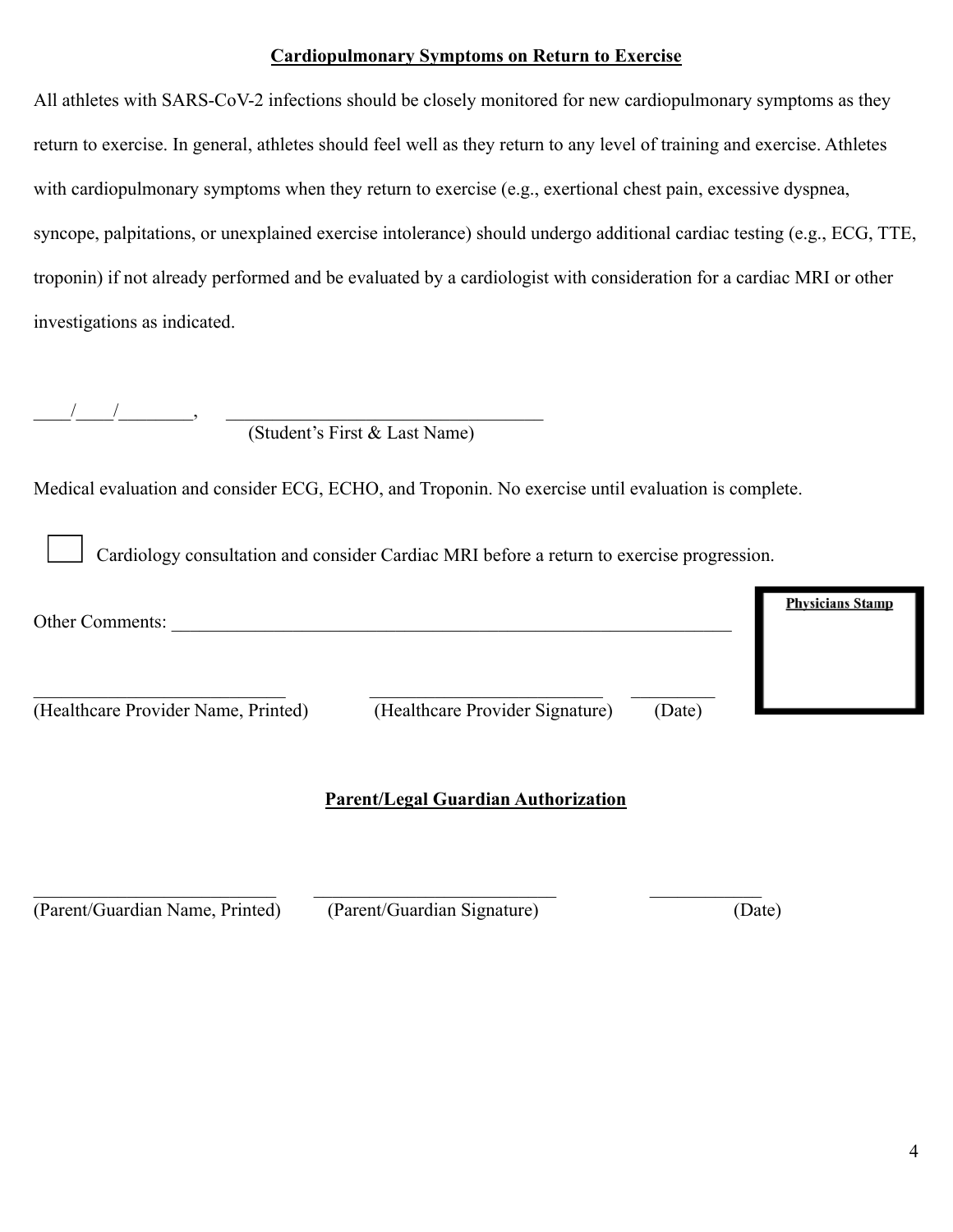## Cardiopulmonary Symptoms on Return to Exercise

All athletes with SARS-CoV-2 infections should be closely monitored for new cardiopulmonary symptoms as they return to exercise. In general, athletes should feel well as they return to any level of training and exercise. Athletes with cardiopulmonary symptoms when they return to exercise (e.g., exertional chest pain, excessive dyspnea, syncope, palpitations, or unexplained exercise intolerance) should undergo additional cardiac testing (e.g., ECG, TTE, troponin) if not already performed and be evaluated by a cardiologist with consideration for a cardiac MRI or other investigations as indicated.

____/____/________, ___________________________________
(Student's First & Last Name)

Medical evaluation and consider ECG, ECHO, and Troponin. No exercise until evaluation is complete.

☐ Cardiology consultation and consider Cardiac MRI before a return to exercise progression.

Other Comments: ______________________________________________________________

**Physicians Stamp**

___________________________ ___________________________ _________
(Healthcare Provider Name, Printed) (Healthcare Provider Signature) (Date)

## Parent/Legal Guardian Authorization

___________________________ ___________________________ ____________
(Parent/Guardian Name, Printed) (Parent/Guardian Signature) (Date)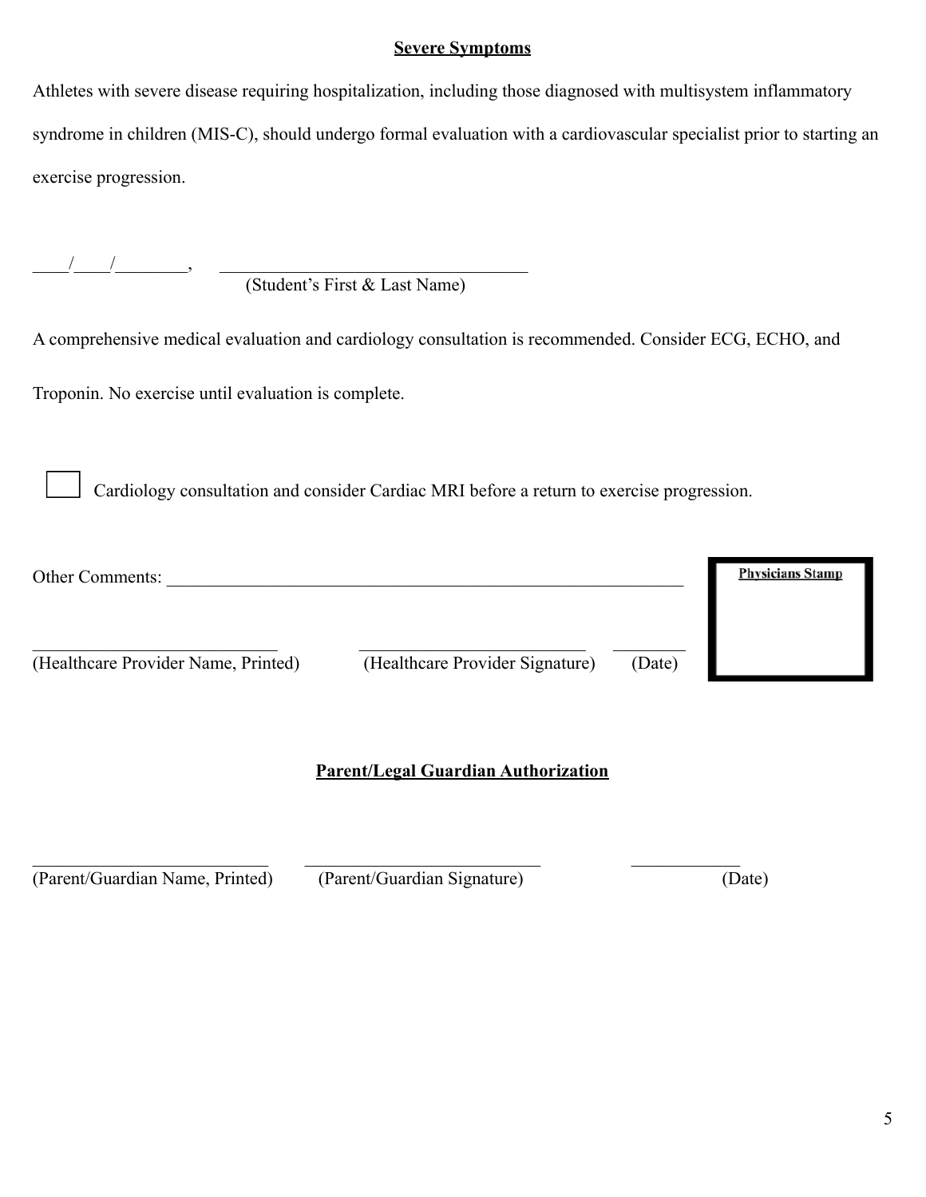**Severe Symptoms**

Athletes with severe disease requiring hospitalization, including those diagnosed with multisystem inflammatory syndrome in children (MIS-C), should undergo formal evaluation with a cardiovascular specialist prior to starting an exercise progression.

\_\_\_\_/\_\_\_\_/\_\_\_\_\_\_\_\_, \_\_\_\_\_\_\_\_\_\_\_\_\_\_\_\_\_\_\_\_\_\_\_\_\_\_\_\_\_\_\_\_\_\_\_
(Student's First & Last Name)

A comprehensive medical evaluation and cardiology consultation is recommended. Consider ECG, ECHO, and Troponin. No exercise until evaluation is complete.

☐ Cardiology consultation and consider Cardiac MRI before a return to exercise progression.

Other Comments: \_\_\_\_\_\_\_\_\_\_\_\_\_\_\_\_\_\_\_\_\_\_\_\_\_\_\_\_\_\_\_\_\_\_\_\_\_\_\_\_\_\_\_\_\_\_\_\_\_\_\_\_\_\_\_\_\_\_\_\_\_

**Physicians Stamp**

\_\_\_\_\_\_\_\_\_\_\_\_\_\_\_\_\_\_\_\_\_\_\_\_\_\_\_\_ \_\_\_\_\_\_\_\_\_\_\_\_\_\_\_\_\_\_\_\_\_\_\_\_\_\_ \_\_\_\_\_\_\_\_
(Healthcare Provider Name, Printed) (Healthcare Provider Signature) (Date)

**Parent/Legal Guardian Authorization**

\_\_\_\_\_\_\_\_\_\_\_\_\_\_\_\_\_\_\_\_\_\_\_\_\_\_\_ \_\_\_\_\_\_\_\_\_\_\_\_\_\_\_\_\_\_\_\_\_\_\_\_\_\_\_ \_\_\_\_\_\_\_\_\_\_\_\_
(Parent/Guardian Name, Printed) (Parent/Guardian Signature) (Date)